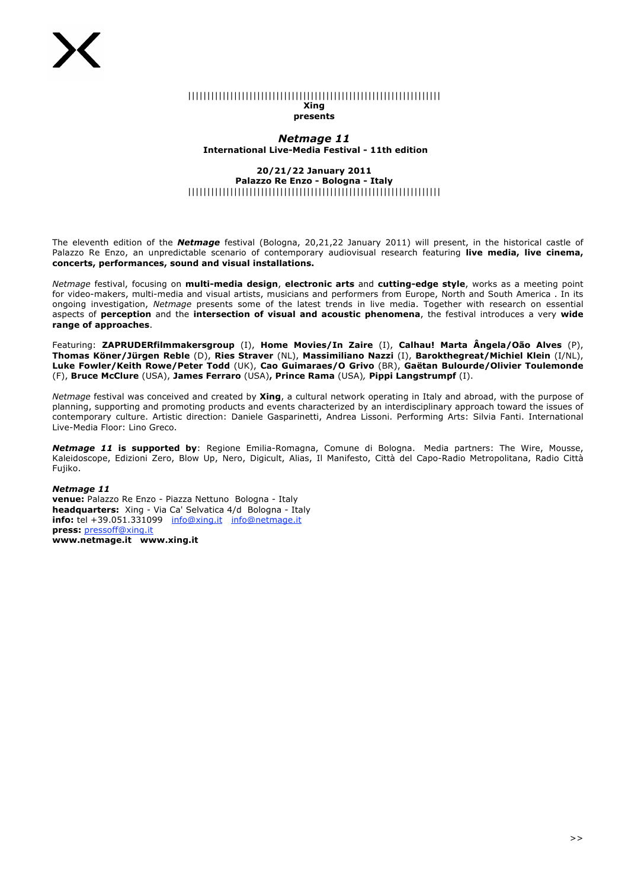||||||||||||||||||||||||||||||||||||||||||||||||||||||||||||||||||||||

**Xing**
**presents**

## *Netmage 11*

**International Live-Media Festival - 11th edition**

**20/21/22 January 2011**
**Palazzo Re Enzo - Bologna - Italy**

||||||||||||||||||||||||||||||||||||||||||||||||||||||||||||||||||||||

The eleventh edition of the ***Netmage*** festival (Bologna, 20,21,22 January 2011) will present, in the historical castle of Palazzo Re Enzo, an unpredictable scenario of contemporary audiovisual research featuring **live media, live cinema, concerts, performances, sound and visual installations.**

*Netmage* festival, focusing on **multi-media design**, **electronic arts** and **cutting-edge style**, works as a meeting point for video-makers, multi-media and visual artists, musicians and performers from Europe, North and South America . In its ongoing investigation, *Netmage* presents some of the latest trends in live media. Together with research on essential aspects of **perception** and the **intersection of visual and acoustic phenomena**, the festival introduces a very **wide range of approaches**.

Featuring: **ZAPRUDERfilmmakersgroup** (I), **Home Movies/In Zaire** (I), **Calhau! Marta Ângela/Oão Alves** (P), **Thomas Köner/Jürgen Reble** (D), **Ries Straver** (NL), **Massimiliano Nazzi** (I), **Barokthegreat/Michiel Klein** (I/NL), **Luke Fowler/Keith Rowe/Peter Todd** (UK), **Cao Guimaraes/O Grivo** (BR), **Gaëtan Bulourde/Olivier Toulemonde** (F), **Bruce McClure** (USA), **James Ferraro** (USA)**, Prince Rama** (USA)*,* **Pippi Langstrumpf** (I).

*Netmage* festival was conceived and created by **Xing**, a cultural network operating in Italy and abroad, with the purpose of planning, supporting and promoting products and events characterized by an interdisciplinary approach toward the issues of contemporary culture. Artistic direction: Daniele Gasparinetti, Andrea Lissoni. Performing Arts: Silvia Fanti. International Live-Media Floor: Lino Greco.

***Netmage 11* is supported by**: Regione Emilia-Romagna, Comune di Bologna. Media partners: The Wire, Mousse, Kaleidoscope, Edizioni Zero, Blow Up, Nero, Digicult, Alias, Il Manifesto, Città del Capo-Radio Metropolitana, Radio Città Fujiko.

***Netmage 11***
**venue:** Palazzo Re Enzo - Piazza Nettuno Bologna - Italy
**headquarters:** Xing - Via Ca' Selvatica 4/d Bologna - Italy
**info:** tel +39.051.331099 info@xing.it info@netmage.it
**press:** pressoff@xing.it
**www.netmage.it www.xing.it**

>>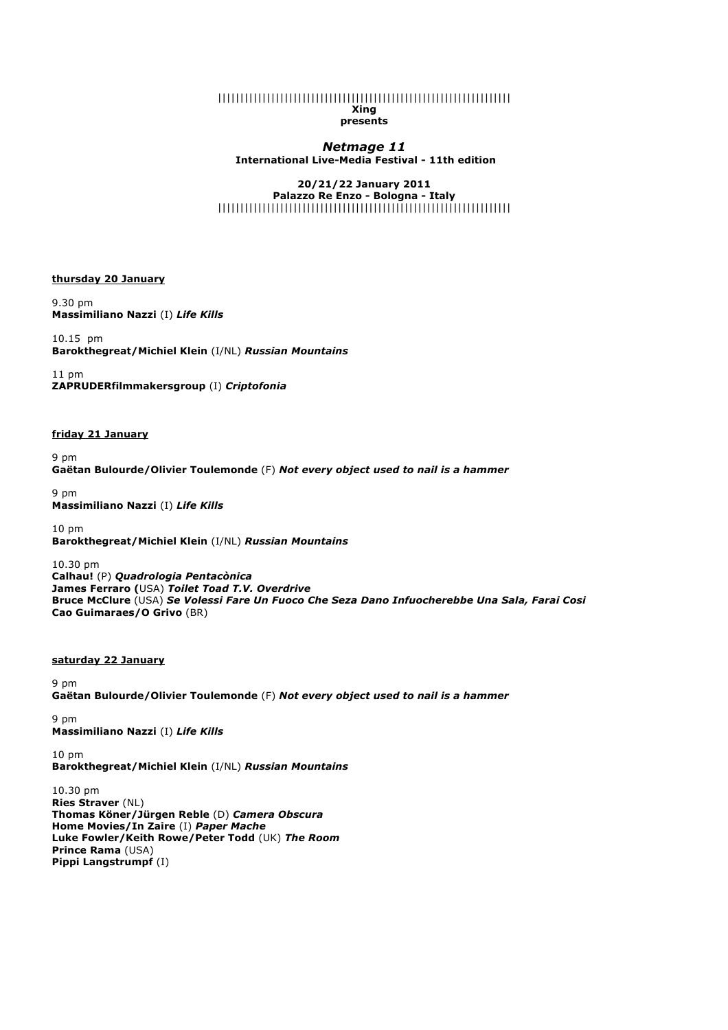||||||||||||||||||||||||||||||||||||||||||||||||||||||||||||||||||||

**Xing**
**presents**

## *Netmage 11*

**International Live-Media Festival - 11th edition**

**20/21/22 January 2011**
**Palazzo Re Enzo - Bologna - Italy**

||||||||||||||||||||||||||||||||||||||||||||||||||||||||||||||||||||

**thursday 20 January**

9.30 pm
**Massimiliano Nazzi** (I) ***Life Kills***

10.15 pm
**Barokthegreat/Michiel Klein** (I/NL) ***Russian Mountains***

11 pm
**ZAPRUDERfilmmakersgroup** (I) ***Criptofonia***

**friday 21 January**

9 pm
**Gaëtan Bulourde/Olivier Toulemonde** (F) ***Not every object used to nail is a hammer***

9 pm
**Massimiliano Nazzi** (I) ***Life Kills***

10 pm
**Barokthegreat/Michiel Klein** (I/NL) ***Russian Mountains***

10.30 pm
**Calhau!** (P) ***Quadrologia Pentacònica***
**James Ferraro (**USA) ***Toilet Toad T.V. Overdrive***
**Bruce McClure** (USA) ***Se Volessi Fare Un Fuoco Che Seza Dano Infuocherebbe Una Sala, Farai Cosi***
**Cao Guimaraes/O Grivo** (BR)

**saturday 22 January**

9 pm
**Gaëtan Bulourde/Olivier Toulemonde** (F) ***Not every object used to nail is a hammer***

9 pm
**Massimiliano Nazzi** (I) ***Life Kills***

10 pm
**Barokthegreat/Michiel Klein** (I/NL) ***Russian Mountains***

10.30 pm
**Ries Straver** (NL)
**Thomas Köner/Jürgen Reble** (D) ***Camera Obscura***
**Home Movies/In Zaire** (I) ***Paper Mache***
**Luke Fowler/Keith Rowe/Peter Todd** (UK) ***The Room***
**Prince Rama** (USA)
**Pippi Langstrumpf** (I)